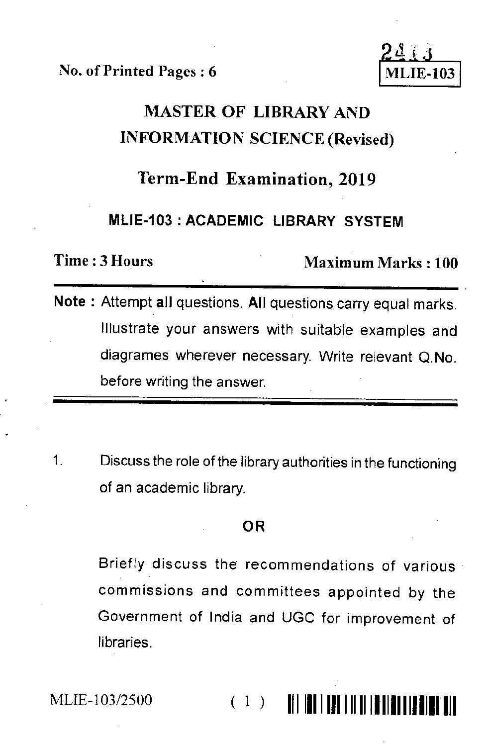No. of Printed Pages : 6

2413

**MLIE-103**

# MASTER OF LIBRARY AND INFORMATION SCIENCE (Revised)

## Term-End Examination, 2019

### MLIE-103 : ACADEMIC LIBRARY SYSTEM

**Time : 3 Hours** **Maximum Marks : 100**

---

**Note :** Attempt **all** questions. **All** questions carry equal marks. Illustrate your answers with suitable examples and diagrames wherever necessary. Write relevant Q.No. before writing the answer.

---

1. Discuss the role of the library authorities in the functioning of an academic library.

**OR**

Briefly discuss the recommendations of various commissions and committees appointed by the Government of India and UGC for improvement of libraries.

MLIE-103/2500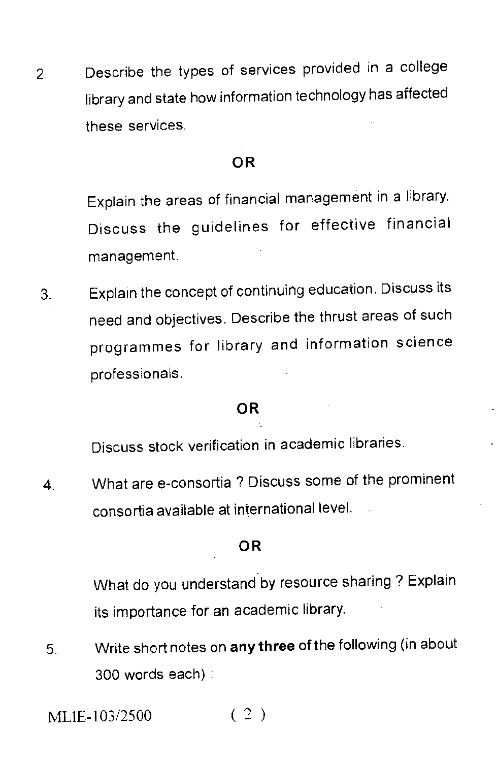2. Describe the types of services provided in a college library and state how information technology has affected these services.

**OR**

Explain the areas of financial management in a library. Discuss the guidelines for effective financial management.

3. Explain the concept of continuing education. Discuss its need and objectives. Describe the thrust areas of such programmes for library and information science professionals.

**OR**

Discuss stock verification in academic libraries.

4. What are e-consortia ? Discuss some of the prominent consortia available at international level.

**OR**

What do you understand by resource sharing ? Explain its importance for an academic library.

5. Write short notes on **any three** of the following (in about 300 words each) :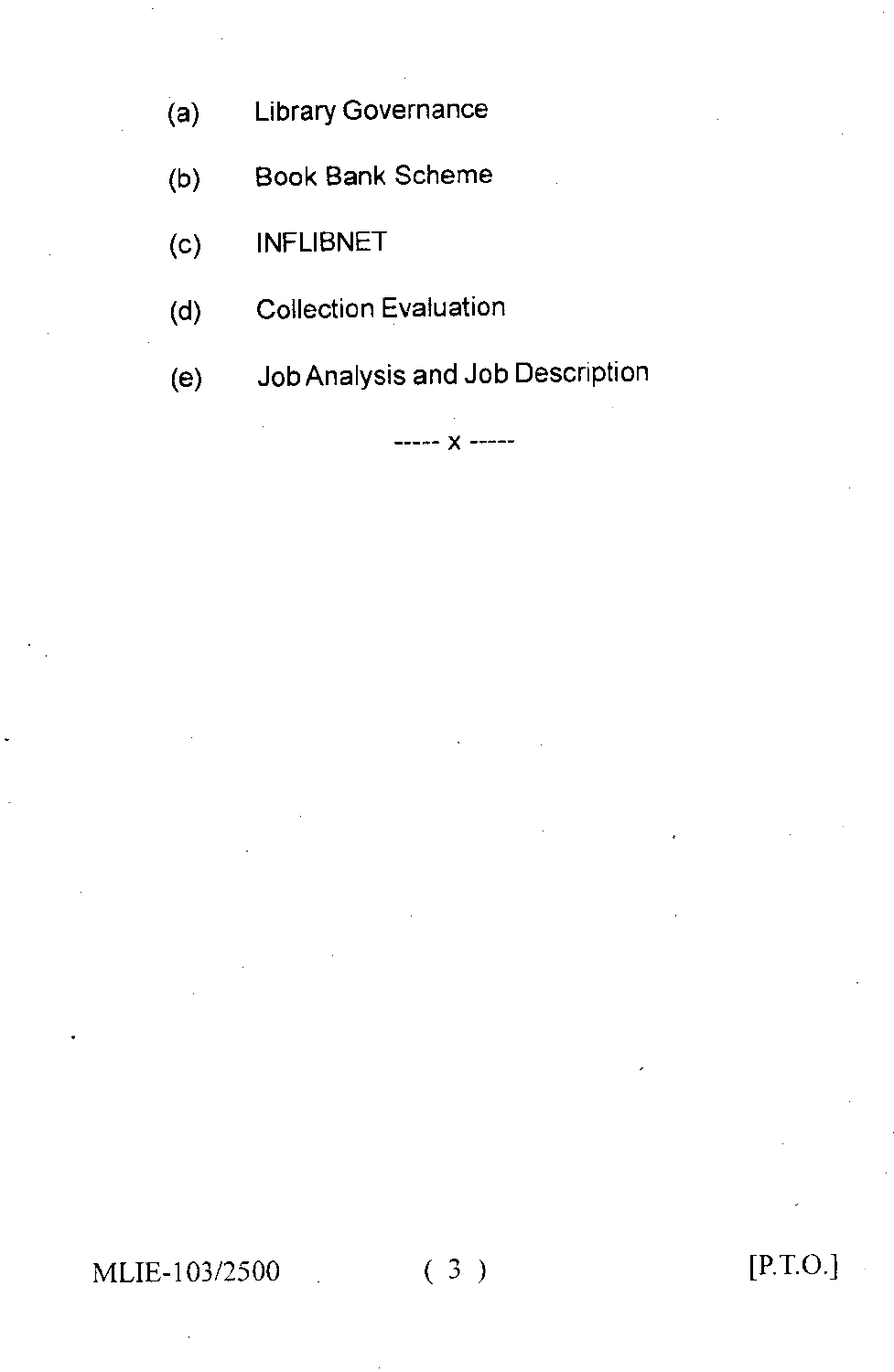(a) Library Governance

(b) Book Bank Scheme

(c) INFLIBNET

(d) Collection Evaluation

(e) Job Analysis and Job Description

----- x -----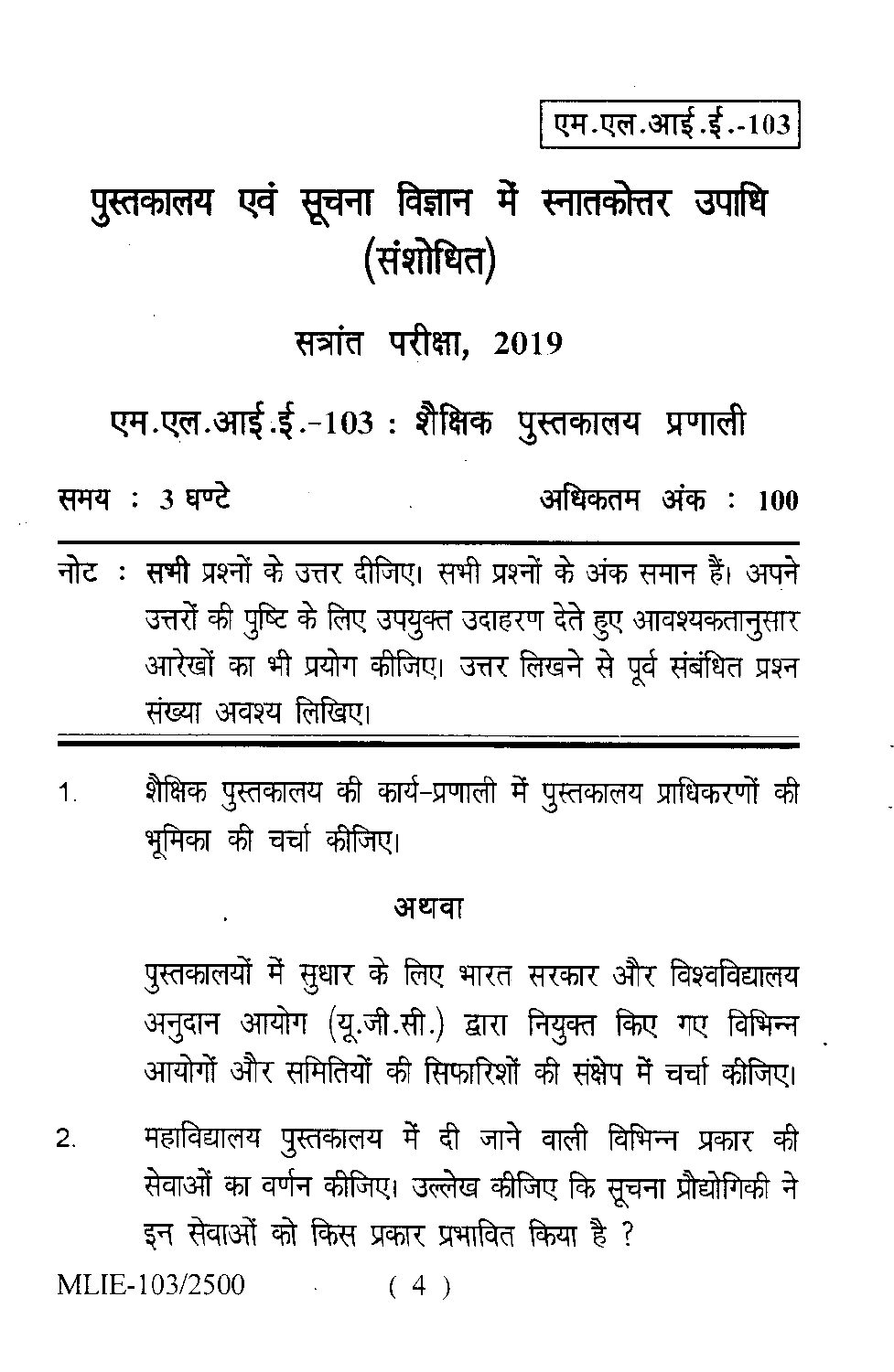एम.एल.आई.ई.-103

# पुस्तकालय एवं सूचना विज्ञान में स्नातकोत्तर उपाधि (संशोधित)

## सत्रांत परीक्षा, 2019

## एम.एल.आई.ई.-103 : शैक्षिक पुस्तकालय प्रणाली

समय : 3 घण्टे &nbsp;&nbsp;&nbsp;&nbsp;&nbsp;&nbsp;&nbsp;&nbsp;&nbsp;&nbsp;&nbsp;&nbsp;&nbsp;&nbsp;&nbsp;&nbsp;&nbsp;&nbsp;&nbsp;&nbsp; अधिकतम अंक : 100

**नोट :** **सभी** प्रश्नों के उत्तर दीजिए। सभी प्रश्नों के अंक समान हैं। अपने उत्तरों की पुष्टि के लिए उपयुक्त उदाहरण देते हुए आवश्यकतानुसार आरेखों का भी प्रयोग कीजिए। उत्तर लिखने से पूर्व संबंधित प्रश्न संख्या अवश्य लिखिए।

---

1. शैक्षिक पुस्तकालय की कार्य-प्रणाली में पुस्तकालय प्राधिकरणों की भूमिका की चर्चा कीजिए।

   **अथवा**

   पुस्तकालयों में सुधार के लिए भारत सरकार और विश्वविद्यालय अनुदान आयोग (यू.जी.सी.) द्वारा नियुक्त किए गए विभिन्न आयोगों और समितियों की सिफारिशों की संक्षेप में चर्चा कीजिए।

2. महाविद्यालय पुस्तकालय में दी जाने वाली विभिन्न प्रकार की सेवाओं का वर्णन कीजिए। उल्लेख कीजिए कि सूचना प्रौद्योगिकी ने इन सेवाओं को किस प्रकार प्रभावित किया है ?

MLIE-103/2500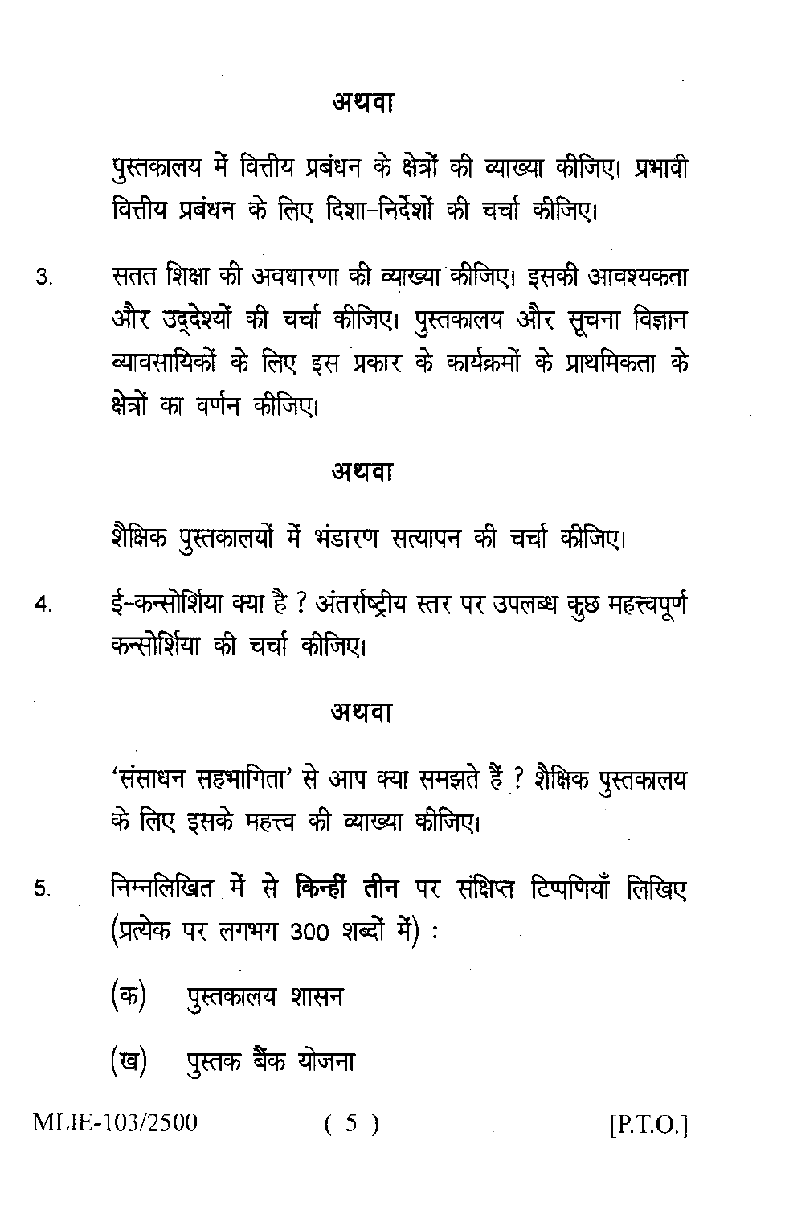**अथवा**

पुस्तकालय में वित्तीय प्रबंधन के क्षेत्रों की व्याख्या कीजिए। प्रभावी वित्तीय प्रबंधन के लिए दिशा-निर्देशों की चर्चा कीजिए।

3. सतत शिक्षा की अवधारणा की व्याख्या कीजिए। इसकी आवश्यकता और उद्देश्यों की चर्चा कीजिए। पुस्तकालय और सूचना विज्ञान व्यावसायिकों के लिए इस प्रकार के कार्यक्रमों के प्राथमिकता के क्षेत्रों का वर्णन कीजिए।

**अथवा**

शैक्षिक पुस्तकालयों में भंडारण सत्यापन की चर्चा कीजिए।

4. ई-कन्सोर्शिया क्या है ? अंतर्राष्ट्रीय स्तर पर उपलब्ध कुछ महत्त्वपूर्ण कन्सोर्शिया की चर्चा कीजिए।

**अथवा**

'संसाधन सहभागिता' से आप क्या समझते हैं ? शैक्षिक पुस्तकालय के लिए इसके महत्त्व की व्याख्या कीजिए।

5. निम्नलिखित में से **किन्हीं तीन** पर संक्षिप्त टिप्पणियाँ लिखिए (प्रत्येक पर लगभग 300 शब्दों में) :

   (क) पुस्तकालय शासन

   (ख) पुस्तक बैंक योजना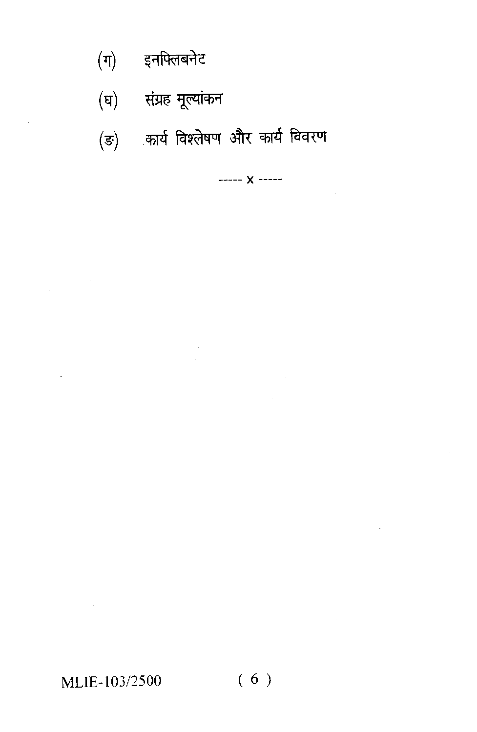(ग) इनफ्लिबनेट

(घ) संग्रह मूल्यांकन

(ङ) कार्य विश्लेषण और कार्य विवरण

----- x -----